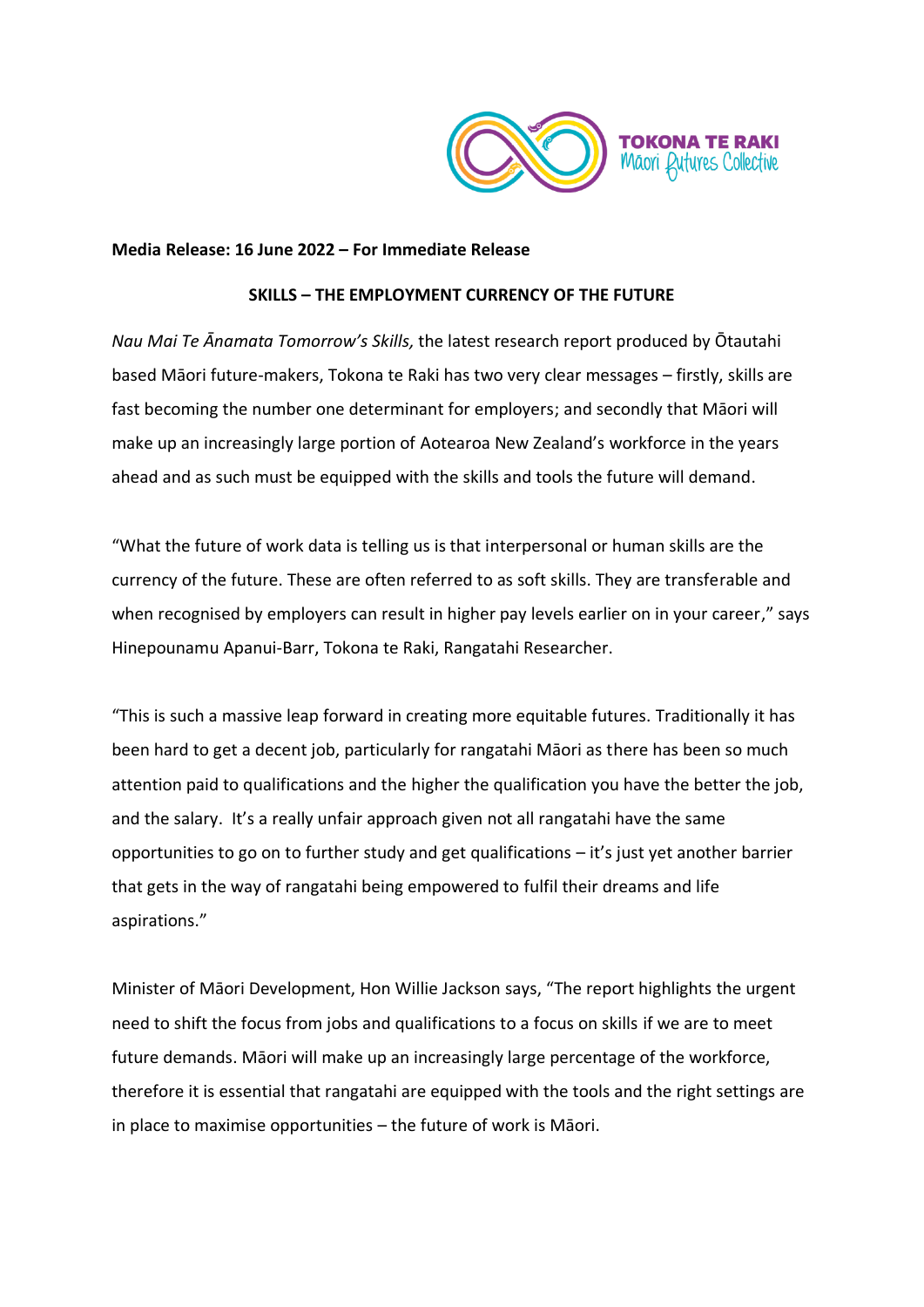**Media Release: 16 June 2022 – For Immediate Release**

**SKILLS – THE EMPLOYMENT CURRENCY OF THE FUTURE**

*Nau Mai Te Ānamata Tomorrow's Skills,* the latest research report produced by Ōtautahi based Māori future-makers, Tokona te Raki has two very clear messages – firstly, skills are fast becoming the number one determinant for employers; and secondly that Māori will make up an increasingly large portion of Aotearoa New Zealand's workforce in the years ahead and as such must be equipped with the skills and tools the future will demand.

"What the future of work data is telling us is that interpersonal or human skills are the currency of the future. These are often referred to as soft skills. They are transferable and when recognised by employers can result in higher pay levels earlier on in your career," says Hinepounamu Apanui-Barr, Tokona te Raki, Rangatahi Researcher.

"This is such a massive leap forward in creating more equitable futures. Traditionally it has been hard to get a decent job, particularly for rangatahi Māori as there has been so much attention paid to qualifications and the higher the qualification you have the better the job, and the salary. It's a really unfair approach given not all rangatahi have the same opportunities to go on to further study and get qualifications – it's just yet another barrier that gets in the way of rangatahi being empowered to fulfil their dreams and life aspirations."

Minister of Māori Development, Hon Willie Jackson says, "The report highlights the urgent need to shift the focus from jobs and qualifications to a focus on skills if we are to meet future demands. Māori will make up an increasingly large percentage of the workforce, therefore it is essential that rangatahi are equipped with the tools and the right settings are in place to maximise opportunities – the future of work is Māori.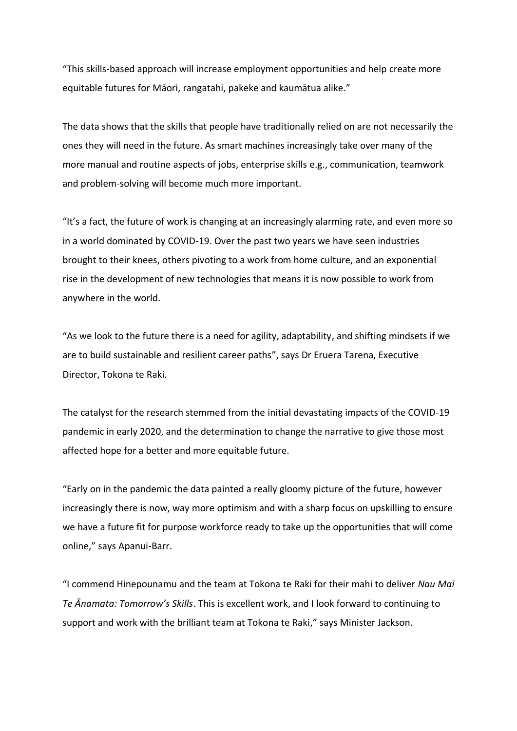"This skills-based approach will increase employment opportunities and help create more equitable futures for Māori, rangatahi, pakeke and kaumātua alike."

The data shows that the skills that people have traditionally relied on are not necessarily the ones they will need in the future. As smart machines increasingly take over many of the more manual and routine aspects of jobs, enterprise skills e.g., communication, teamwork and problem-solving will become much more important.

"It's a fact, the future of work is changing at an increasingly alarming rate, and even more so in a world dominated by COVID-19. Over the past two years we have seen industries brought to their knees, others pivoting to a work from home culture, and an exponential rise in the development of new technologies that means it is now possible to work from anywhere in the world.

"As we look to the future there is a need for agility, adaptability, and shifting mindsets if we are to build sustainable and resilient career paths", says Dr Eruera Tarena, Executive Director, Tokona te Raki.

The catalyst for the research stemmed from the initial devastating impacts of the COVID-19 pandemic in early 2020, and the determination to change the narrative to give those most affected hope for a better and more equitable future.

"Early on in the pandemic the data painted a really gloomy picture of the future, however increasingly there is now, way more optimism and with a sharp focus on upskilling to ensure we have a future fit for purpose workforce ready to take up the opportunities that will come online," says Apanui-Barr.

"I commend Hinepounamu and the team at Tokona te Raki for their mahi to deliver *Nau Mai Te Ānamata: Tomorrow's Skills*. This is excellent work, and I look forward to continuing to support and work with the brilliant team at Tokona te Raki," says Minister Jackson.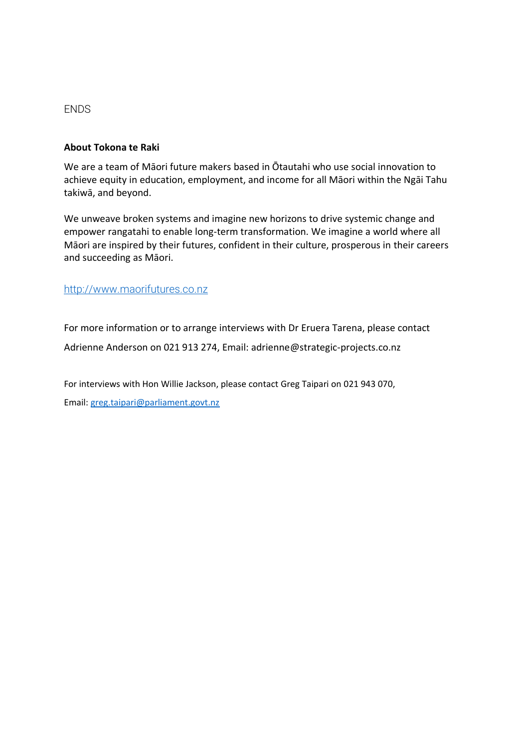ENDS

**About Tokona te Raki**

We are a team of Māori future makers based in Ōtautahi who use social innovation to achieve equity in education, employment, and income for all Māori within the Ngāi Tahu takiwā, and beyond.

We unweave broken systems and imagine new horizons to drive systemic change and empower rangatahi to enable long-term transformation. We imagine a world where all Māori are inspired by their futures, confident in their culture, prosperous in their careers and succeeding as Māori.

[http://www.maorifutures.co.nz](http://www.maorifutures.co.nz)

For more information or to arrange interviews with Dr Eruera Tarena, please contact

Adrienne Anderson on 021 913 274, Email: adrienne@strategic-projects.co.nz

For interviews with Hon Willie Jackson, please contact Greg Taipari on 021 943 070,

Email: [greg.taipari@parliament.govt.nz](mailto:greg.taipari@parliament.govt.nz)